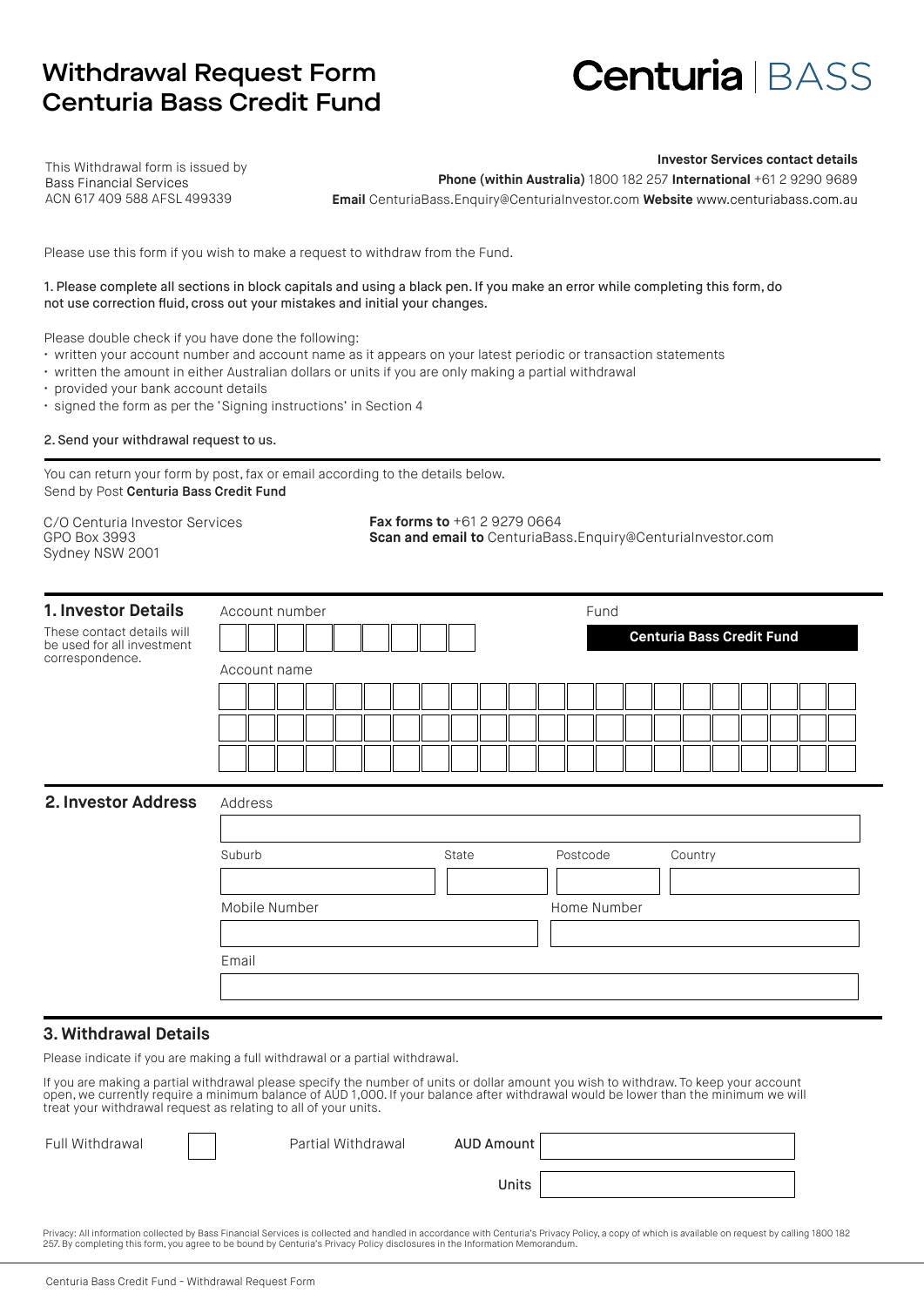# Withdrawal Request Form
# Centuria Bass Credit Fund

Centuria | BASS

This Withdrawal form is issued by
Bass Financial Services
ACN 617 409 588 AFSL 499339

**Investor Services contact details**
**Phone (within Australia)** 1800 182 257 **International** +61 2 9290 9689
**Email** CenturiaBass.Enquiry@CenturiaInvestor.com **Website** www.centuriabass.com.au

Please use this form if you wish to make a request to withdraw from the Fund.

1. Please complete all sections in block capitals and using a black pen. If you make an error while completing this form, do not use correction fluid, cross out your mistakes and initial your changes.

Please double check if you have done the following:

- written your account number and account name as it appears on your latest periodic or transaction statements
- written the amount in either Australian dollars or units if you are only making a partial withdrawal
- provided your bank account details
- signed the form as per the 'Signing instructions' in Section 4

2. Send your withdrawal request to us.

You can return your form by post, fax or email according to the details below.
Send by Post **Centuria Bass Credit Fund**

C/O Centuria Investor Services
GPO Box 3993
Sydney NSW 2001

**Fax forms to** +61 2 9279 0664
**Scan and email to** CenturiaBass.Enquiry@CenturiaInvestor.com

## 1. Investor Details

These contact details will be used for all investment correspondence.

Account number

Fund

**Centuria Bass Credit Fund**

Account name

## 2. Investor Address

Address

Suburb | State | Postcode | Country

Mobile Number | Home Number

Email

## 3. Withdrawal Details

Please indicate if you are making a full withdrawal or a partial withdrawal.

If you are making a partial withdrawal please specify the number of units or dollar amount you wish to withdraw. To keep your account open, we currently require a minimum balance of AUD 1,000. If your balance after withdrawal would be lower than the minimum we will treat your withdrawal request as relating to all of your units.

Full Withdrawal ☐

Partial Withdrawal AUD Amount

Units

Privacy: All information collected by Bass Financial Services is collected and handled in accordance with Centuria's Privacy Policy, a copy of which is available on request by calling 1800 182 257. By completing this form, you agree to be bound by Centuria's Privacy Policy disclosures in the Information Memorandum.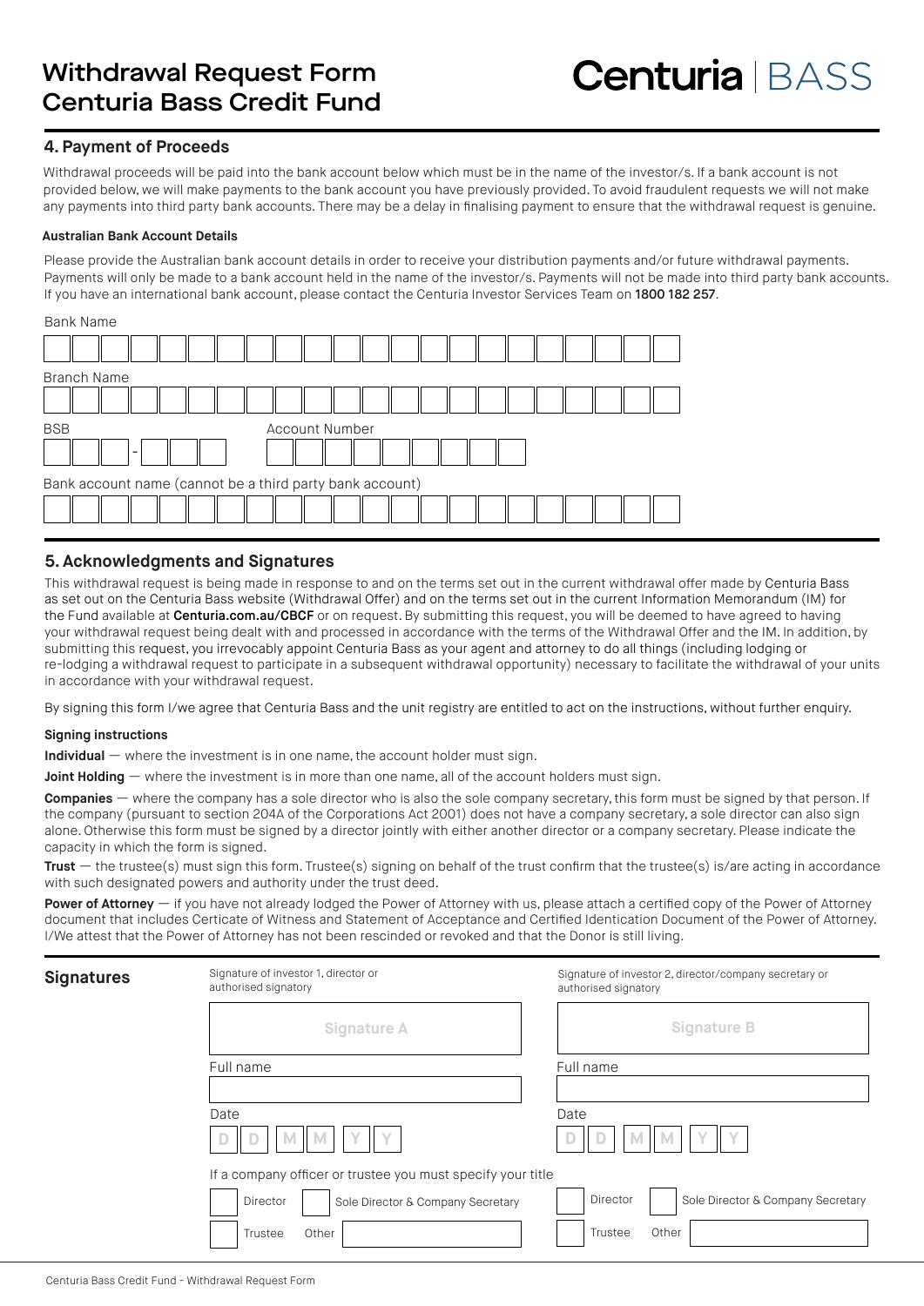# Withdrawal Request Form
# Centuria Bass Credit Fund

Centuria | BASS

## 4. Payment of Proceeds

Withdrawal proceeds will be paid into the bank account below which must be in the name of the investor/s. If a bank account is not provided below, we will make payments to the bank account you have previously provided. To avoid fraudulent requests we will not make any payments into third party bank accounts. There may be a delay in finalising payment to ensure that the withdrawal request is genuine.

**Australian Bank Account Details**

Please provide the Australian bank account details in order to receive your distribution payments and/or future withdrawal payments. Payments will only be made to a bank account held in the name of the investor/s. Payments will not be made into third party bank accounts. If you have an international bank account, please contact the Centuria Investor Services Team on **1800 182 257**.

Bank Name

Branch Name

BSB - Account Number

Bank account name (cannot be a third party bank account)

## 5. Acknowledgments and Signatures

This withdrawal request is being made in response to and on the terms set out in the current withdrawal offer made by Centuria Bass as set out on the Centuria Bass website (Withdrawal Offer) and on the terms set out in the current Information Memorandum (IM) for the Fund available at **Centuria.com.au/CBCF** or on request. By submitting this request, you will be deemed to have agreed to having your withdrawal request being dealt with and processed in accordance with the terms of the Withdrawal Offer and the IM. In addition, by submitting this request, you irrevocably appoint Centuria Bass as your agent and attorney to do all things (including lodging or re-lodging a withdrawal request to participate in a subsequent withdrawal opportunity) necessary to facilitate the withdrawal of your units in accordance with your withdrawal request.

By signing this form I/we agree that Centuria Bass and the unit registry are entitled to act on the instructions, without further enquiry.

**Signing instructions**

**Individual** — where the investment is in one name, the account holder must sign.

**Joint Holding** — where the investment is in more than one name, all of the account holders must sign.

**Companies** — where the company has a sole director who is also the sole company secretary, this form must be signed by that person. If the company (pursuant to section 204A of the Corporations Act 2001) does not have a company secretary, a sole director can also sign alone. Otherwise this form must be signed by a director jointly with either another director or a company secretary. Please indicate the capacity in which the form is signed.

**Trust** — the trustee(s) must sign this form. Trustee(s) signing on behalf of the trust confirm that the trustee(s) is/are acting in accordance with such designated powers and authority under the trust deed.

**Power of Attorney** — if you have not already lodged the Power of Attorney with us, please attach a certified copy of the Power of Attorney document that includes Certicate of Witness and Statement of Acceptance and Certified Identication Document of the Power of Attorney. I/We attest that the Power of Attorney has not been rescinded or revoked and that the Donor is still living.

## Signatures

| Signature of investor 1, director or authorised signatory | Signature of investor 2, director/company secretary or authorised signatory |
|---|---|
| Signature A | Signature B |
| Full name | Full name |
| Date D D / M M / Y Y | Date D D / M M / Y Y |
| If a company officer or trustee you must specify your title | |
| ☐ Director ☐ Sole Director & Company Secretary | ☐ Director ☐ Sole Director & Company Secretary |
| ☐ Trustee Other ______ | ☐ Trustee Other ______ |